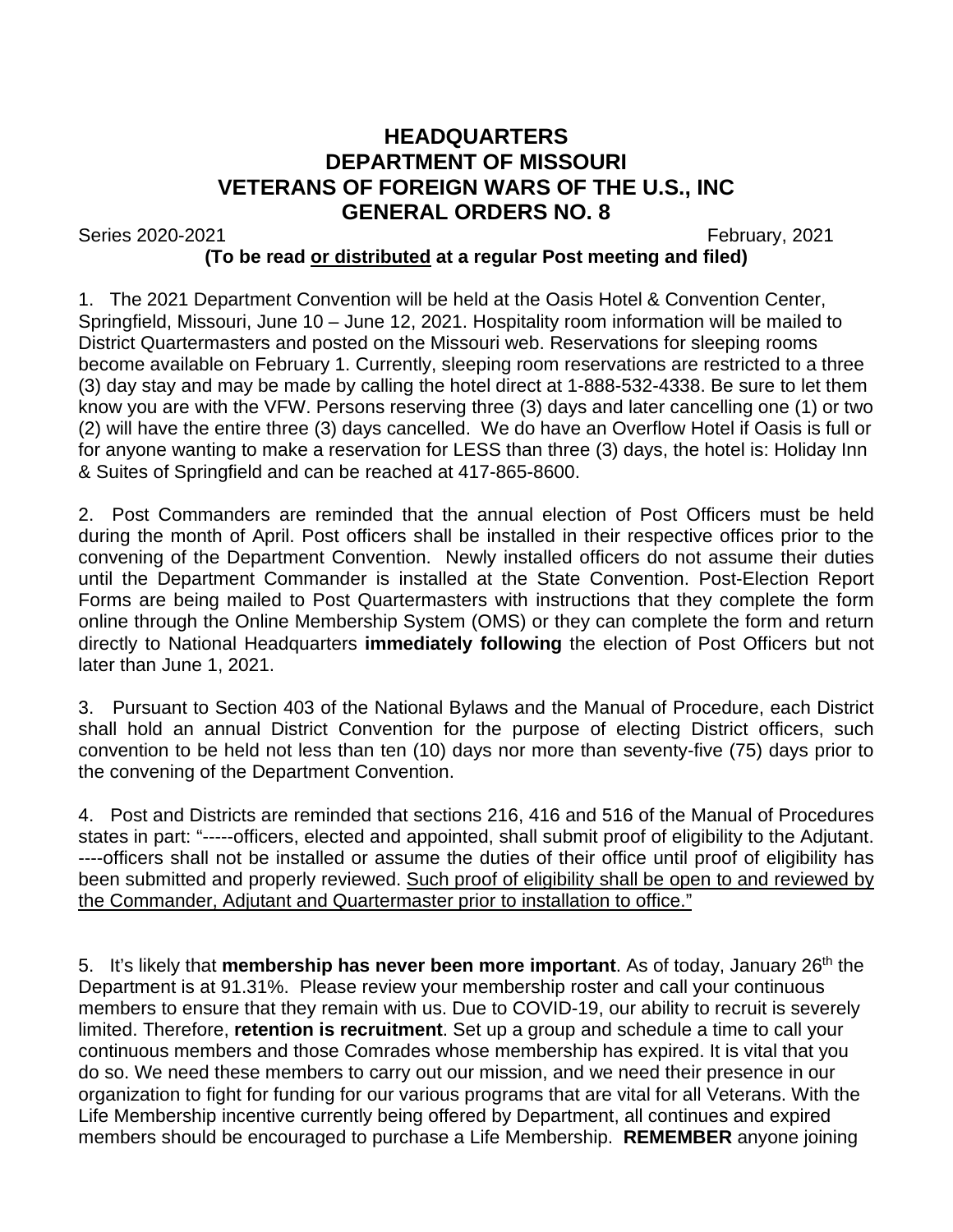# HEADQUARTERS
# DEPARTMENT OF MISSOURI
# VETERANS OF FOREIGN WARS OF THE U.S., INC
# GENERAL ORDERS NO. 8

Series 2020-2021 February, 2021

**(To be read <u>or distributed</u> at a regular Post meeting and filed)**

1. The 2021 Department Convention will be held at the Oasis Hotel & Convention Center, Springfield, Missouri, June 10 – June 12, 2021. Hospitality room information will be mailed to District Quartermasters and posted on the Missouri web. Reservations for sleeping rooms become available on February 1. Currently, sleeping room reservations are restricted to a three (3) day stay and may be made by calling the hotel direct at 1-888-532-4338. Be sure to let them know you are with the VFW. Persons reserving three (3) days and later cancelling one (1) or two (2) will have the entire three (3) days cancelled. We do have an Overflow Hotel if Oasis is full or for anyone wanting to make a reservation for LESS than three (3) days, the hotel is: Holiday Inn & Suites of Springfield and can be reached at 417-865-8600.

2. Post Commanders are reminded that the annual election of Post Officers must be held during the month of April. Post officers shall be installed in their respective offices prior to the convening of the Department Convention. Newly installed officers do not assume their duties until the Department Commander is installed at the State Convention. Post-Election Report Forms are being mailed to Post Quartermasters with instructions that they complete the form online through the Online Membership System (OMS) or they can complete the form and return directly to National Headquarters **immediately following** the election of Post Officers but not later than June 1, 2021.

3. Pursuant to Section 403 of the National Bylaws and the Manual of Procedure, each District shall hold an annual District Convention for the purpose of electing District officers, such convention to be held not less than ten (10) days nor more than seventy-five (75) days prior to the convening of the Department Convention.

4. Post and Districts are reminded that sections 216, 416 and 516 of the Manual of Procedures states in part: "-----officers, elected and appointed, shall submit proof of eligibility to the Adjutant. ----officers shall not be installed or assume the duties of their office until proof of eligibility has been submitted and properly reviewed. <u>Such proof of eligibility shall be open to and reviewed by the Commander, Adjutant and Quartermaster prior to installation to office."</u>

5. It's likely that **membership has never been more important**. As of today, January 26th the Department is at 91.31%. Please review your membership roster and call your continuous members to ensure that they remain with us. Due to COVID-19, our ability to recruit is severely limited. Therefore, **retention is recruitment**. Set up a group and schedule a time to call your continuous members and those Comrades whose membership has expired. It is vital that you do so. We need these members to carry out our mission, and we need their presence in our organization to fight for funding for our various programs that are vital for all Veterans. With the Life Membership incentive currently being offered by Department, all continues and expired members should be encouraged to purchase a Life Membership. **REMEMBER** anyone joining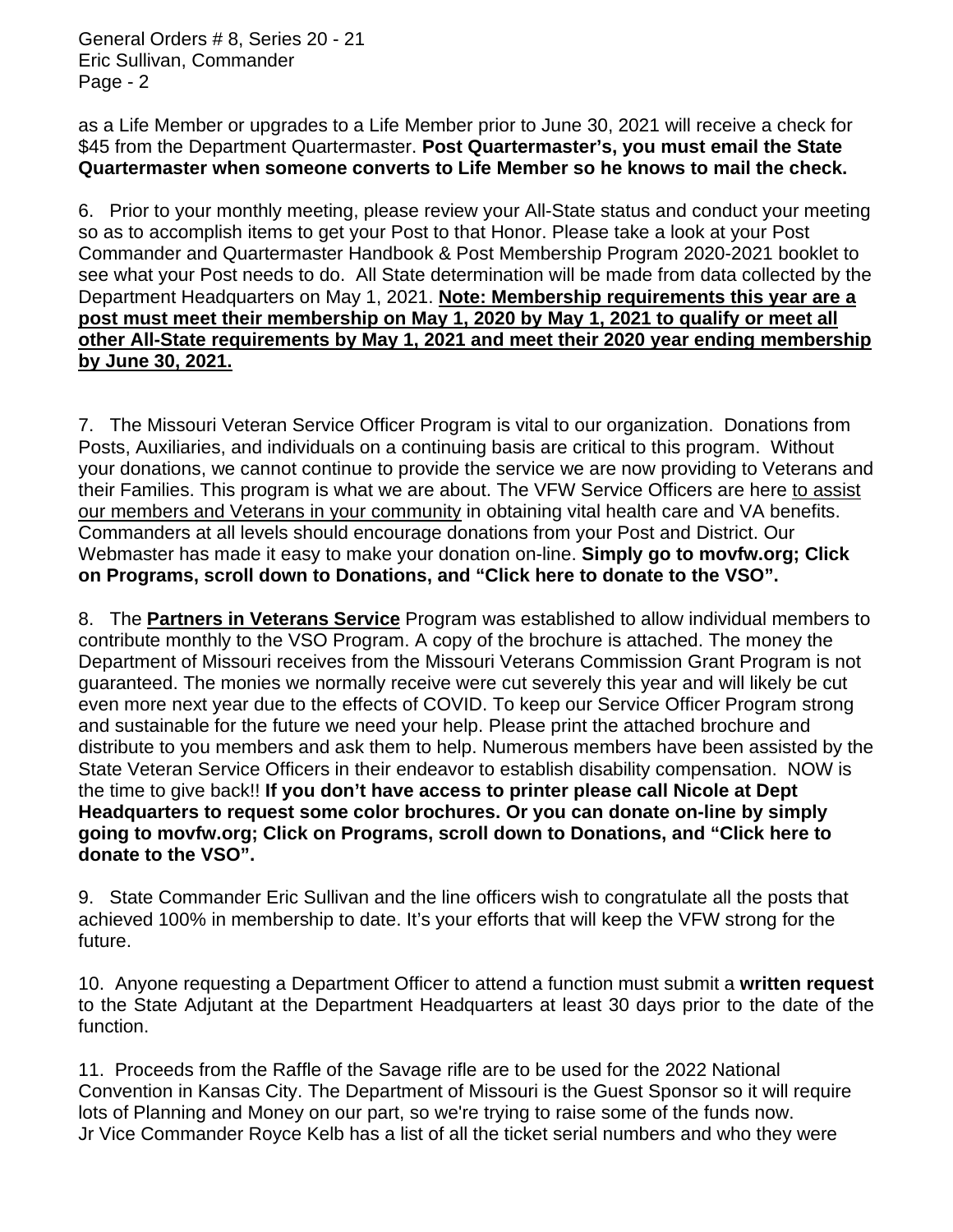as a Life Member or upgrades to a Life Member prior to June 30, 2021 will receive a check for $45 from the Department Quartermaster. **Post Quartermaster's, you must email the State Quartermaster when someone converts to Life Member so he knows to mail the check.**

6. Prior to your monthly meeting, please review your All-State status and conduct your meeting so as to accomplish items to get your Post to that Honor. Please take a look at your Post Commander and Quartermaster Handbook & Post Membership Program 2020-2021 booklet to see what your Post needs to do. All State determination will be made from data collected by the Department Headquarters on May 1, 2021. **Note: Membership requirements this year are a post must meet their membership on May 1, 2020 by May 1, 2021 to qualify or meet all other All-State requirements by May 1, 2021 and meet their 2020 year ending membership by June 30, 2021.**

7. The Missouri Veteran Service Officer Program is vital to our organization. Donations from Posts, Auxiliaries, and individuals on a continuing basis are critical to this program. Without your donations, we cannot continue to provide the service we are now providing to Veterans and their Families. This program is what we are about. The VFW Service Officers are here to assist our members and Veterans in your community in obtaining vital health care and VA benefits. Commanders at all levels should encourage donations from your Post and District. Our Webmaster has made it easy to make your donation on-line. **Simply go to movfw.org; Click on Programs, scroll down to Donations, and "Click here to donate to the VSO".**

8. The **Partners in Veterans Service** Program was established to allow individual members to contribute monthly to the VSO Program. A copy of the brochure is attached. The money the Department of Missouri receives from the Missouri Veterans Commission Grant Program is not guaranteed. The monies we normally receive were cut severely this year and will likely be cut even more next year due to the effects of COVID. To keep our Service Officer Program strong and sustainable for the future we need your help. Please print the attached brochure and distribute to you members and ask them to help. Numerous members have been assisted by the State Veteran Service Officers in their endeavor to establish disability compensation. NOW is the time to give back!! **If you don't have access to printer please call Nicole at Dept Headquarters to request some color brochures. Or you can donate on-line by simply going to movfw.org; Click on Programs, scroll down to Donations, and "Click here to donate to the VSO".**

9. State Commander Eric Sullivan and the line officers wish to congratulate all the posts that achieved 100% in membership to date. It's your efforts that will keep the VFW strong for the future.

10. Anyone requesting a Department Officer to attend a function must submit a **written request** to the State Adjutant at the Department Headquarters at least 30 days prior to the date of the function.

11. Proceeds from the Raffle of the Savage rifle are to be used for the 2022 National Convention in Kansas City. The Department of Missouri is the Guest Sponsor so it will require lots of Planning and Money on our part, so we're trying to raise some of the funds now. Jr Vice Commander Royce Kelb has a list of all the ticket serial numbers and who they were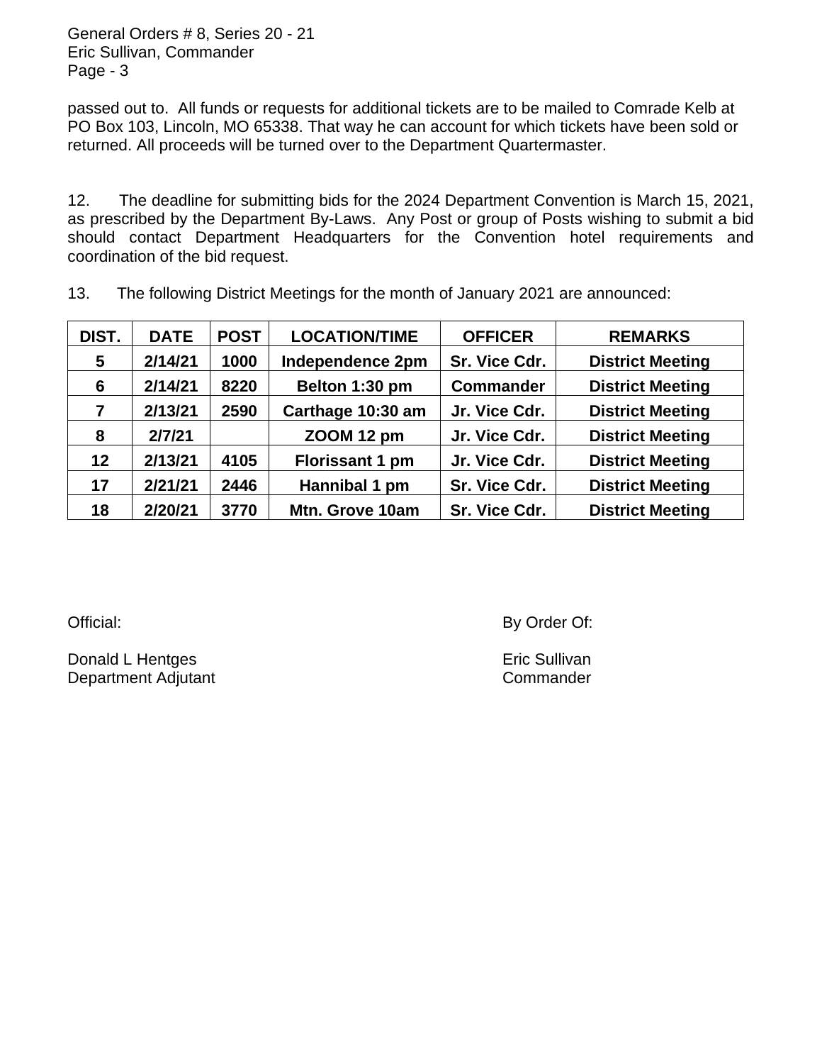passed out to. All funds or requests for additional tickets are to be mailed to Comrade Kelb at PO Box 103, Lincoln, MO 65338. That way he can account for which tickets have been sold or returned. All proceeds will be turned over to the Department Quartermaster.

12. The deadline for submitting bids for the 2024 Department Convention is March 15, 2021, as prescribed by the Department By-Laws. Any Post or group of Posts wishing to submit a bid should contact Department Headquarters for the Convention hotel requirements and coordination of the bid request.

13. The following District Meetings for the month of January 2021 are announced:

| DIST. | DATE | POST | LOCATION/TIME | OFFICER | REMARKS |
|---|---|---|---|---|---|
| 5 | 2/14/21 | 1000 | Independence 2pm | Sr. Vice Cdr. | District Meeting |
| 6 | 2/14/21 | 8220 | Belton 1:30 pm | Commander | District Meeting |
| 7 | 2/13/21 | 2590 | Carthage 10:30 am | Jr. Vice Cdr. | District Meeting |
| 8 | 2/7/21 | | ZOOM 12 pm | Jr. Vice Cdr. | District Meeting |
| 12 | 2/13/21 | 4105 | Florissant 1 pm | Jr. Vice Cdr. | District Meeting |
| 17 | 2/21/21 | 2446 | Hannibal 1 pm | Sr. Vice Cdr. | District Meeting |
| 18 | 2/20/21 | 3770 | Mtn. Grove 10am | Sr. Vice Cdr. | District Meeting |

Official:

Donald L Hentges
Department Adjutant

By Order Of:

Eric Sullivan
Commander